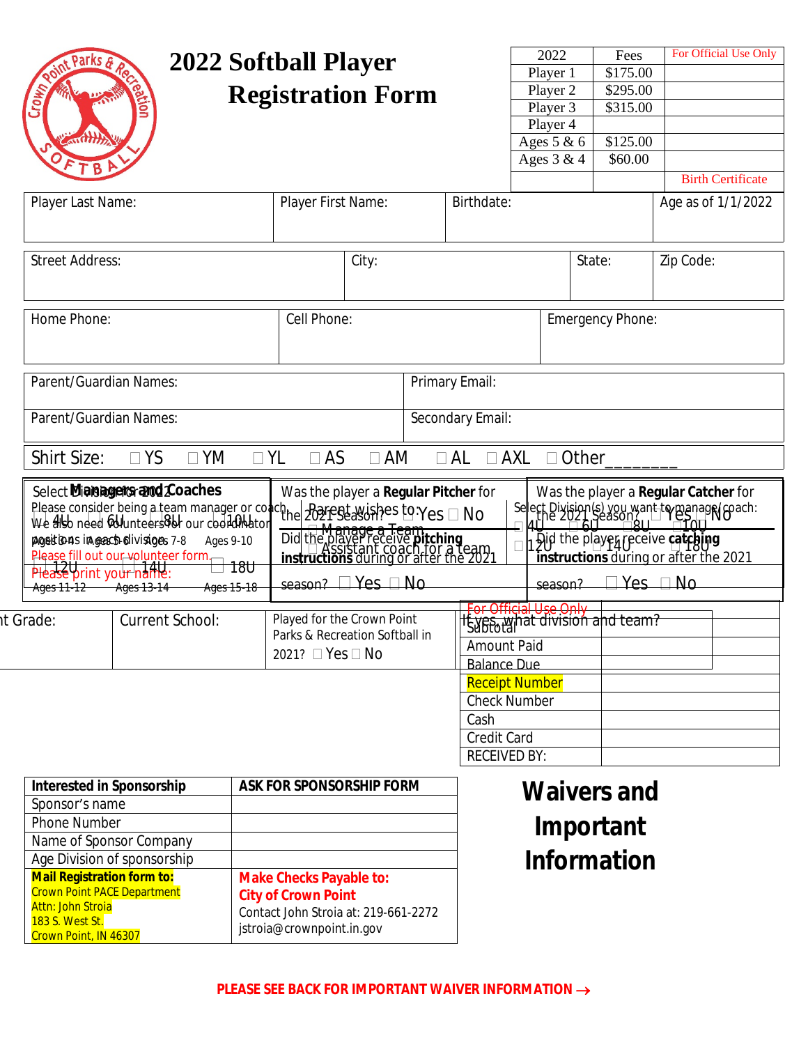# 2022 Softball Player Registration Form

| 2022 | Fees | For Official Use Only |
|---|---|---|
| Player 1 | $175.00 | |
| Player 2 | $295.00 | |
| Player 3 | $315.00 | |
| Player 4 | | |
| Ages 5 & 6 | $125.00 | |
| Ages 3 & 4 | $60.00 | |
| | | Birth Certificate |

| Player Last Name: | Player First Name: | Birthdate: | Age as of 1/1/2022 |
|---|---|---|---|

| Street Address: | City: | State: | Zip Code: |
|---|---|---|---|

| Home Phone: | Cell Phone: | Emergency Phone: |
|---|---|---|

| Parent/Guardian Names: | Primary Email: |
|---|---|
| Parent/Guardian Names: | Secondary Email: |

Shirt Size: ☐ YS ☐ YM ☐ YL ☐ AS ☐ AM ☐ AL ☐ AXL ☐ Other________

**Select Division for 2022**

☐ 4U Ages 3-4 ☐ 6U Ages 5-6 ☐ 8U Ages 7-8 ☐ 10U Ages 9-10

☐ 12U Ages 11-12 ☐ 14U Ages 13-14 ☐ 18U Ages 15-18

Was the player a **Regular Pitcher** for the 2021 Season? ☐ Yes ☐ No

Did the player receive **pitching instructions** during or after the 2021 season? ☐ Yes ☐ No

Was the player a **Regular Catcher** for the 2021 Season? ☐ Yes ☐ No

Did the player receive **catching instructions** during or after the 2021 season? ☐ Yes ☐ No

**Managers and Coaches**

Please consider being a team manager or coach. We also need volunteers for our coordinator positions in each division.

Please fill out our volunteer form.

Please print your name:

Parent wishes to: ☐ Manage a Team ☐ Assistant coach for a team

Select Division(s) you want to manage/coach:

☐ 4U ☐ 6U ☐ 8U ☐ 10U ☐ 12U ☐ 14U ☐ 18U

| Current Grade: | Current School: | Played for the Crown Point Parks & Recreation Softball in 2021? ☐ Yes ☐ No | If yes, what division and team? |
|---|---|---|---|

| For Official Use Only | |
|---|---|
| Subtotal | |
| Amount Paid | |
| Balance Due | |
| Receipt Number | |
| Check Number | |
| Cash | |
| Credit Card | |
| RECEIVED BY: | |

| Interested in Sponsorship | ASK FOR SPONSORSHIP FORM |
|---|---|
| Sponsor's name | |
| Phone Number | |
| Name of Sponsor Company | |
| Age Division of sponsorship | |
| **Mail Registration form to:** Crown Point PACE Department Attn: John Stroia 183 S. West St. Crown Point, IN 46307 | **Make Checks Payable to: City of Crown Point** Contact John Stroia at: 219-661-2272 jstroia@crownpoint.in.gov |

## Waivers and Important Information

**PLEASE SEE BACK FOR IMPORTANT WAIVER INFORMATION →**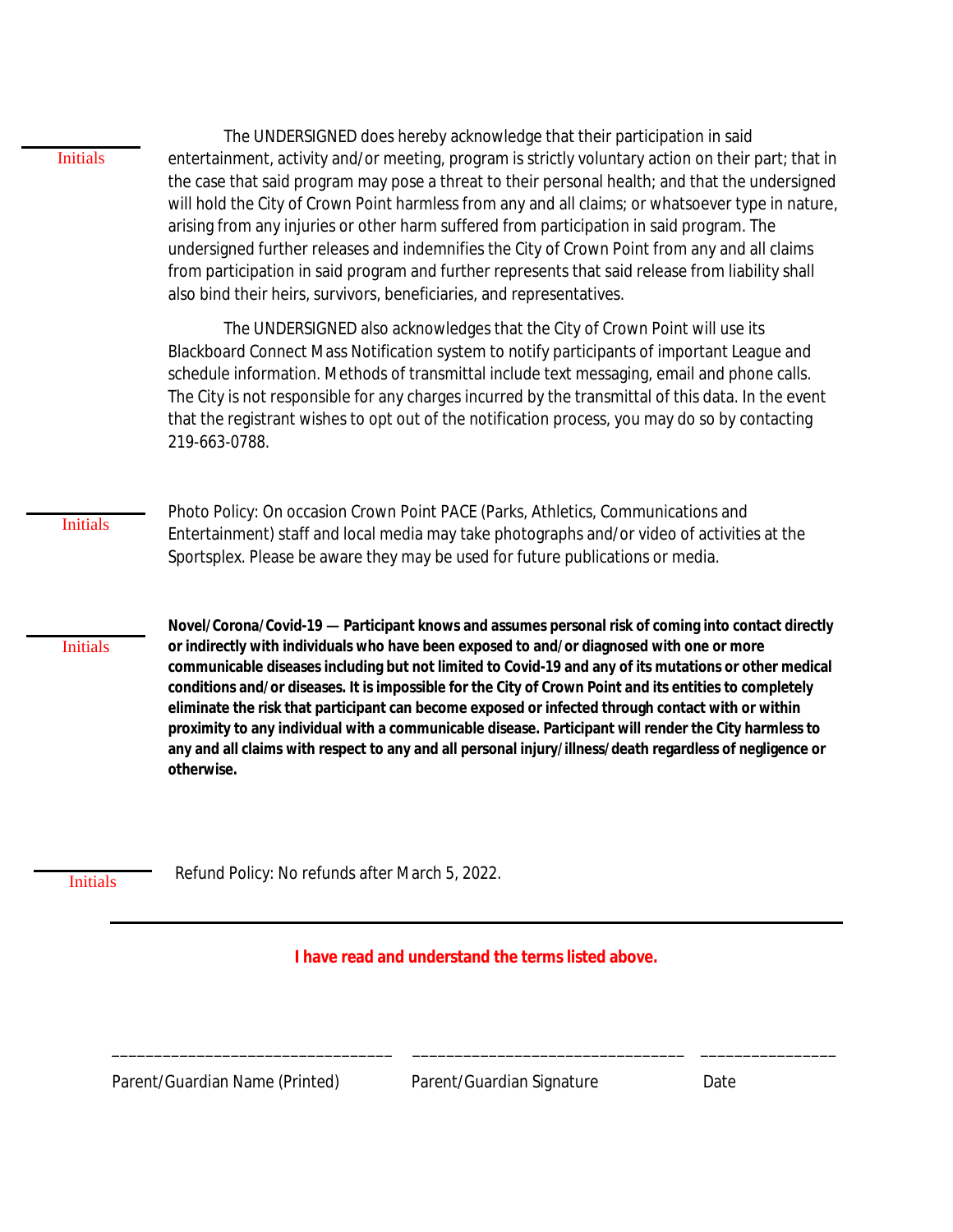_______ Initials

The UNDERSIGNED does hereby acknowledge that their participation in said entertainment, activity and/or meeting, program is strictly voluntary action on their part; that in the case that said program may pose a threat to their personal health; and that the undersigned will hold the City of Crown Point harmless from any and all claims; or whatsoever type in nature, arising from any injuries or other harm suffered from participation in said program. The undersigned further releases and indemnifies the City of Crown Point from any and all claims from participation in said program and further represents that said release from liability shall also bind their heirs, survivors, beneficiaries, and representatives.

The UNDERSIGNED also acknowledges that the City of Crown Point will use its Blackboard Connect Mass Notification system to notify participants of important League and schedule information. Methods of transmittal include text messaging, email and phone calls. The City is not responsible for any charges incurred by the transmittal of this data. In the event that the registrant wishes to opt out of the notification process, you may do so by contacting 219-663-0788.

_______ Initials

Photo Policy: On occasion Crown Point PACE (Parks, Athletics, Communications and Entertainment) staff and local media may take photographs and/or video of activities at the Sportsplex. Please be aware they may be used for future publications or media.

_______ Initials

**Novel/Corona/Covid-19 — Participant knows and assumes personal risk of coming into contact directly or indirectly with individuals who have been exposed to and/or diagnosed with one or more communicable diseases including but not limited to Covid-19 and any of its mutations or other medical conditions and/or diseases. It is impossible for the City of Crown Point and its entities to completely eliminate the risk that participant can become exposed or infected through contact with or within proximity to any individual with a communicable disease. Participant will render the City harmless to any and all claims with respect to any and all personal injury/illness/death regardless of negligence or otherwise.**

_______ Initials

Refund Policy: No refunds after March 5, 2022.

**I have read and understand the terms listed above.**

________________________________ ________________________________ ________________

Parent/Guardian Name (Printed) Parent/Guardian Signature Date